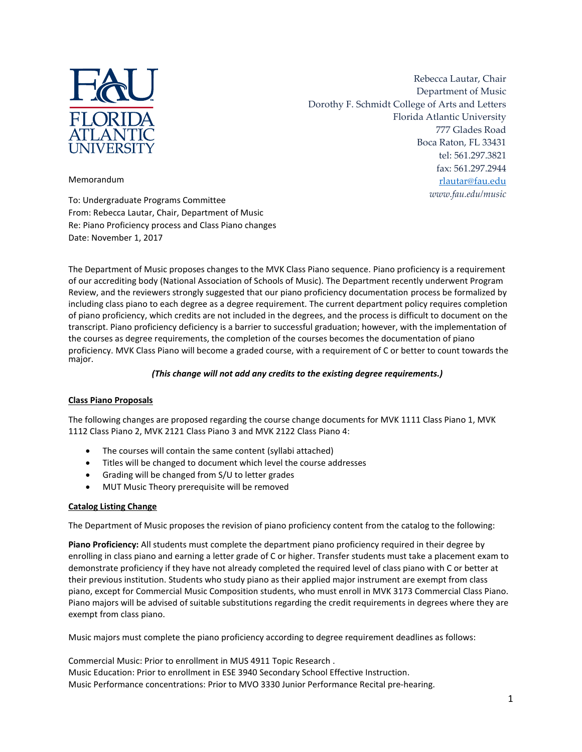FAU FLORIDA ATLANTIC UNIVERSITY

Rebecca Lautar, Chair
Department of Music
Dorothy F. Schmidt College of Arts and Letters
Florida Atlantic University
777 Glades Road
Boca Raton, FL 33431
tel: 561.297.3821
fax: 561.297.2944
rlautar@fau.edu
*www.fau.edu/music*

Memorandum

To: Undergraduate Programs Committee
From: Rebecca Lautar, Chair, Department of Music
Re: Piano Proficiency process and Class Piano changes
Date: November 1, 2017

The Department of Music proposes changes to the MVK Class Piano sequence. Piano proficiency is a requirement of our accrediting body (National Association of Schools of Music). The Department recently underwent Program Review, and the reviewers strongly suggested that our piano proficiency documentation process be formalized by including class piano to each degree as a degree requirement. The current department policy requires completion of piano proficiency, which credits are not included in the degrees, and the process is difficult to document on the transcript. Piano proficiency deficiency is a barrier to successful graduation; however, with the implementation of the courses as degree requirements, the completion of the courses becomes the documentation of piano proficiency. MVK Class Piano will become a graded course, with a requirement of C or better to count towards the major.

***(This change will not add any credits to the existing degree requirements.)***

**Class Piano Proposals**

The following changes are proposed regarding the course change documents for MVK 1111 Class Piano 1, MVK 1112 Class Piano 2, MVK 2121 Class Piano 3 and MVK 2122 Class Piano 4:

- The courses will contain the same content (syllabi attached)
- Titles will be changed to document which level the course addresses
- Grading will be changed from S/U to letter grades
- MUT Music Theory prerequisite will be removed

**Catalog Listing Change**

The Department of Music proposes the revision of piano proficiency content from the catalog to the following:

**Piano Proficiency:** All students must complete the department piano proficiency required in their degree by enrolling in class piano and earning a letter grade of C or higher. Transfer students must take a placement exam to demonstrate proficiency if they have not already completed the required level of class piano with C or better at their previous institution. Students who study piano as their applied major instrument are exempt from class piano, except for Commercial Music Composition students, who must enroll in MVK 3173 Commercial Class Piano. Piano majors will be advised of suitable substitutions regarding the credit requirements in degrees where they are exempt from class piano.

Music majors must complete the piano proficiency according to degree requirement deadlines as follows:

Commercial Music: Prior to enrollment in MUS 4911 Topic Research .
Music Education: Prior to enrollment in ESE 3940 Secondary School Effective Instruction.
Music Performance concentrations: Prior to MVO 3330 Junior Performance Recital pre-hearing.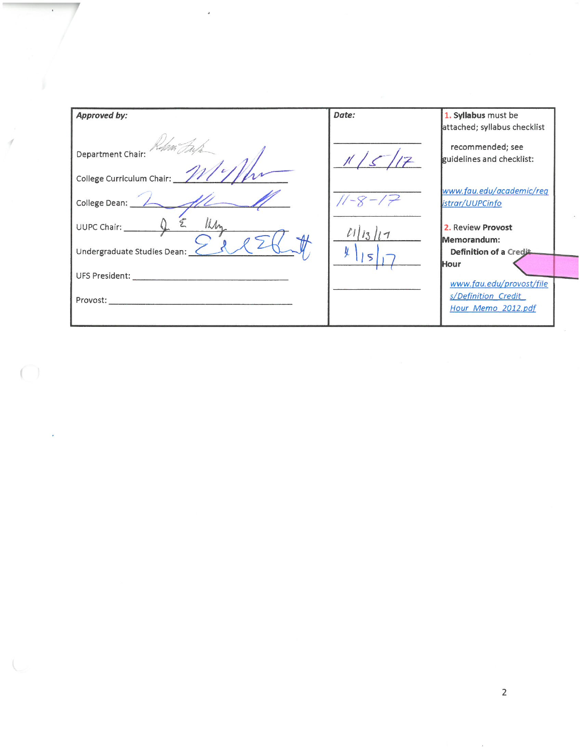| *Approved by:* | *Date:* | |
|---|---|---|
| Department Chair: [signature] | 11/5/17 | 1. **Syllabus** must be attached; syllabus checklist recommended; see guidelines and checklist: |
| College Curriculum Chair: [signature] | | www.fau.edu/academic/registrar/UUPCinfo |
| College Dean: [signature] | 11-8-17 | |
| UUPC Chair: [signature] | 11/13/17 | 2. Review **Provost Memorandum: Definition of a Credit Hour** |
| Undergraduate Studies Dean: [signature] | 11/15/17 | |
| UFS President: ______ | | www.fau.edu/provost/files/Definition_Credit_Hour_Memo_2012.pdf |
| Provost: ______ | | |